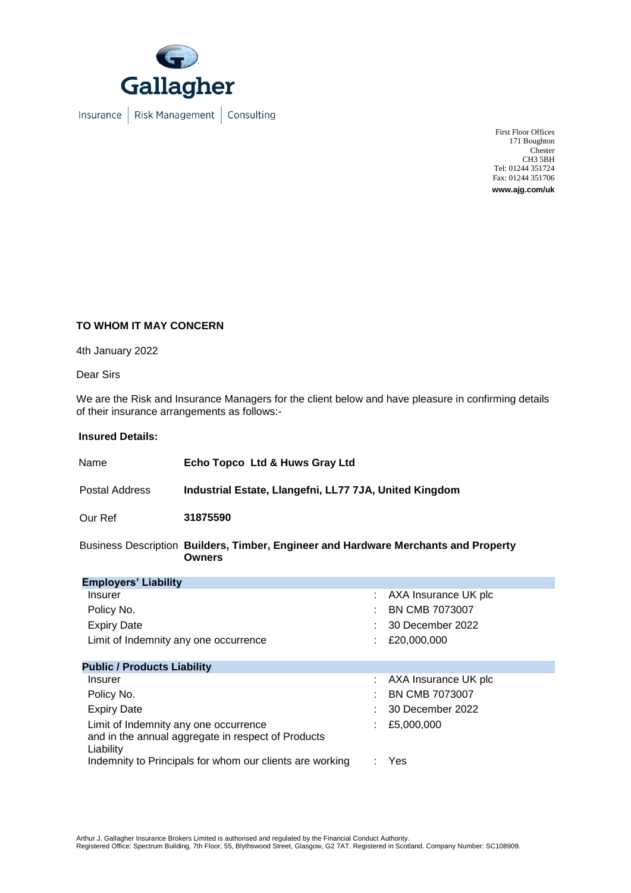Gallagher

Insurance | Risk Management | Consulting

First Floor Offices
171 Boughton
Chester
CH3 5BH
Tel: 01244 351724
Fax: 01244 351706
**www.ajg.com/uk**

**TO WHOM IT MAY CONCERN**

4th January 2022

Dear Sirs

We are the Risk and Insurance Managers for the client below and have pleasure in confirming details of their insurance arrangements as follows:-

**Insured Details:**

| | |
|---|---|
| Name | **Echo Topco Ltd & Huws Gray Ltd** |
| Postal Address | **Industrial Estate, Llangefni, LL77 7JA, United Kingdom** |
| Our Ref | **31875590** |
| Business Description | **Builders, Timber, Engineer and Hardware Merchants and Property Owners** |

| **Employers' Liability** | | |
|---|---|---|
| Insurer | : | AXA Insurance UK plc |
| Policy No. | : | BN CMB 7073007 |
| Expiry Date | : | 30 December 2022 |
| Limit of Indemnity any one occurrence | : | £20,000,000 |

| **Public / Products Liability** | | |
|---|---|---|
| Insurer | : | AXA Insurance UK plc |
| Policy No. | : | BN CMB 7073007 |
| Expiry Date | : | 30 December 2022 |
| Limit of Indemnity any one occurrence and in the annual aggregate in respect of Products Liability | : | £5,000,000 |
| Indemnity to Principals for whom our clients are working | : | Yes |

Arthur J. Gallagher Insurance Brokers Limited is authorised and regulated by the Financial Conduct Authority.
Registered Office: Spectrum Building, 7th Floor, 55, Blythswood Street, Glasgow, G2 7AT. Registered in Scotland. Company Number: SC108909.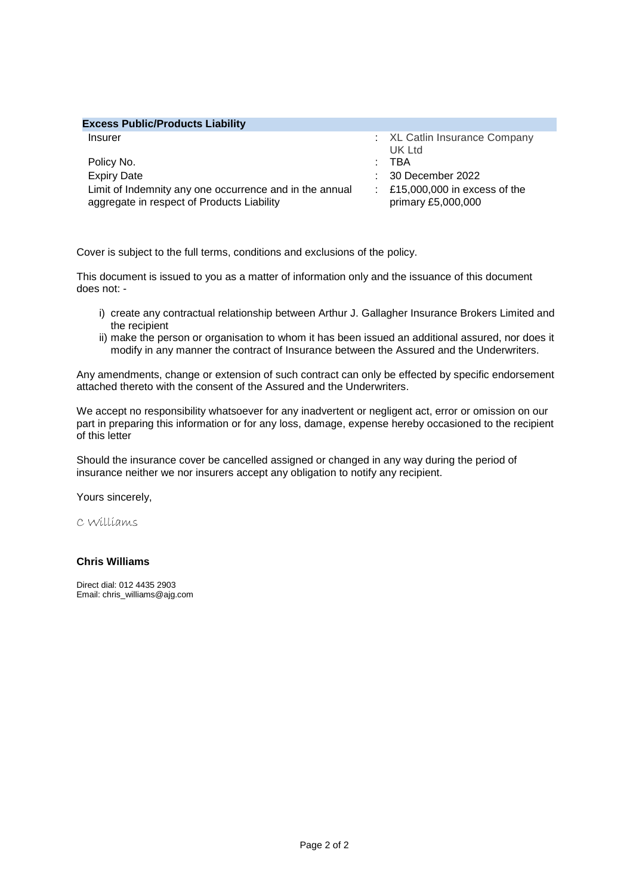| Excess Public/Products Liability | | |
| --- | --- | --- |
| Insurer | : | XL Catlin Insurance Company UK Ltd |
| Policy No. | : | TBA |
| Expiry Date | : | 30 December 2022 |
| Limit of Indemnity any one occurrence and in the annual aggregate in respect of Products Liability | : | £15,000,000 in excess of the primary £5,000,000 |

Cover is subject to the full terms, conditions and exclusions of the policy.

This document is issued to you as a matter of information only and the issuance of this document does not: -

i) create any contractual relationship between Arthur J. Gallagher Insurance Brokers Limited and the recipient
ii) make the person or organisation to whom it has been issued an additional assured, nor does it modify in any manner the contract of Insurance between the Assured and the Underwriters.

Any amendments, change or extension of such contract can only be effected by specific endorsement attached thereto with the consent of the Assured and the Underwriters.

We accept no responsibility whatsoever for any inadvertent or negligent act, error or omission on our part in preparing this information or for any loss, damage, expense hereby occasioned to the recipient of this letter

Should the insurance cover be cancelled assigned or changed in any way during the period of insurance neither we nor insurers accept any obligation to notify any recipient.

Yours sincerely,

C Williams

**Chris Williams**

Direct dial: 012 4435 2903
Email: chris_williams@ajg.com